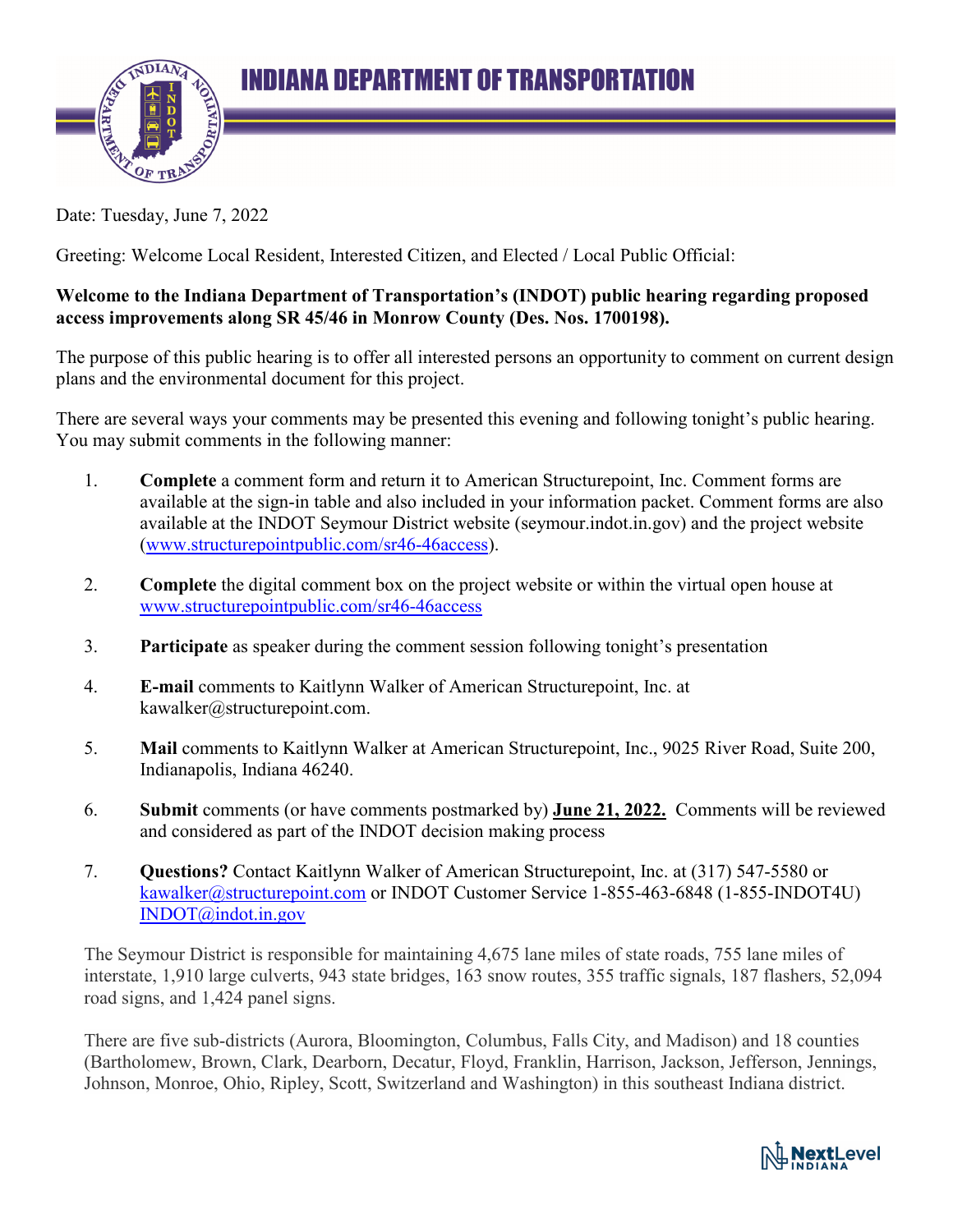# INDIANA DEPARTMENT OF TRANSPORTATION

Date: Tuesday, June 7, 2022

Greeting: Welcome Local Resident, Interested Citizen, and Elected / Local Public Official:

**Welcome to the Indiana Department of Transportation's (INDOT) public hearing regarding proposed access improvements along SR 45/46 in Monrow County (Des. Nos. 1700198).**

The purpose of this public hearing is to offer all interested persons an opportunity to comment on current design plans and the environmental document for this project.

There are several ways your comments may be presented this evening and following tonight's public hearing. You may submit comments in the following manner:

1. **Complete** a comment form and return it to American Structurepoint, Inc. Comment forms are available at the sign-in table and also included in your information packet. Comment forms are also available at the INDOT Seymour District website (seymour.indot.in.gov) and the project website (www.structurepointpublic.com/sr46-46access).

2. **Complete** the digital comment box on the project website or within the virtual open house at www.structurepointpublic.com/sr46-46access

3. **Participate** as speaker during the comment session following tonight's presentation

4. **E-mail** comments to Kaitlynn Walker of American Structurepoint, Inc. at kawalker@structurepoint.com.

5. **Mail** comments to Kaitlynn Walker at American Structurepoint, Inc., 9025 River Road, Suite 200, Indianapolis, Indiana 46240.

6. **Submit** comments (or have comments postmarked by) **June 21, 2022.** Comments will be reviewed and considered as part of the INDOT decision making process

7. **Questions?** Contact Kaitlynn Walker of American Structurepoint, Inc. at (317) 547-5580 or kawalker@structurepoint.com or INDOT Customer Service 1-855-463-6848 (1-855-INDOT4U) INDOT@indot.in.gov

The Seymour District is responsible for maintaining 4,675 lane miles of state roads, 755 lane miles of interstate, 1,910 large culverts, 943 state bridges, 163 snow routes, 355 traffic signals, 187 flashers, 52,094 road signs, and 1,424 panel signs.

There are five sub-districts (Aurora, Bloomington, Columbus, Falls City, and Madison) and 18 counties (Bartholomew, Brown, Clark, Dearborn, Decatur, Floyd, Franklin, Harrison, Jackson, Jefferson, Jennings, Johnson, Monroe, Ohio, Ripley, Scott, Switzerland and Washington) in this southeast Indiana district.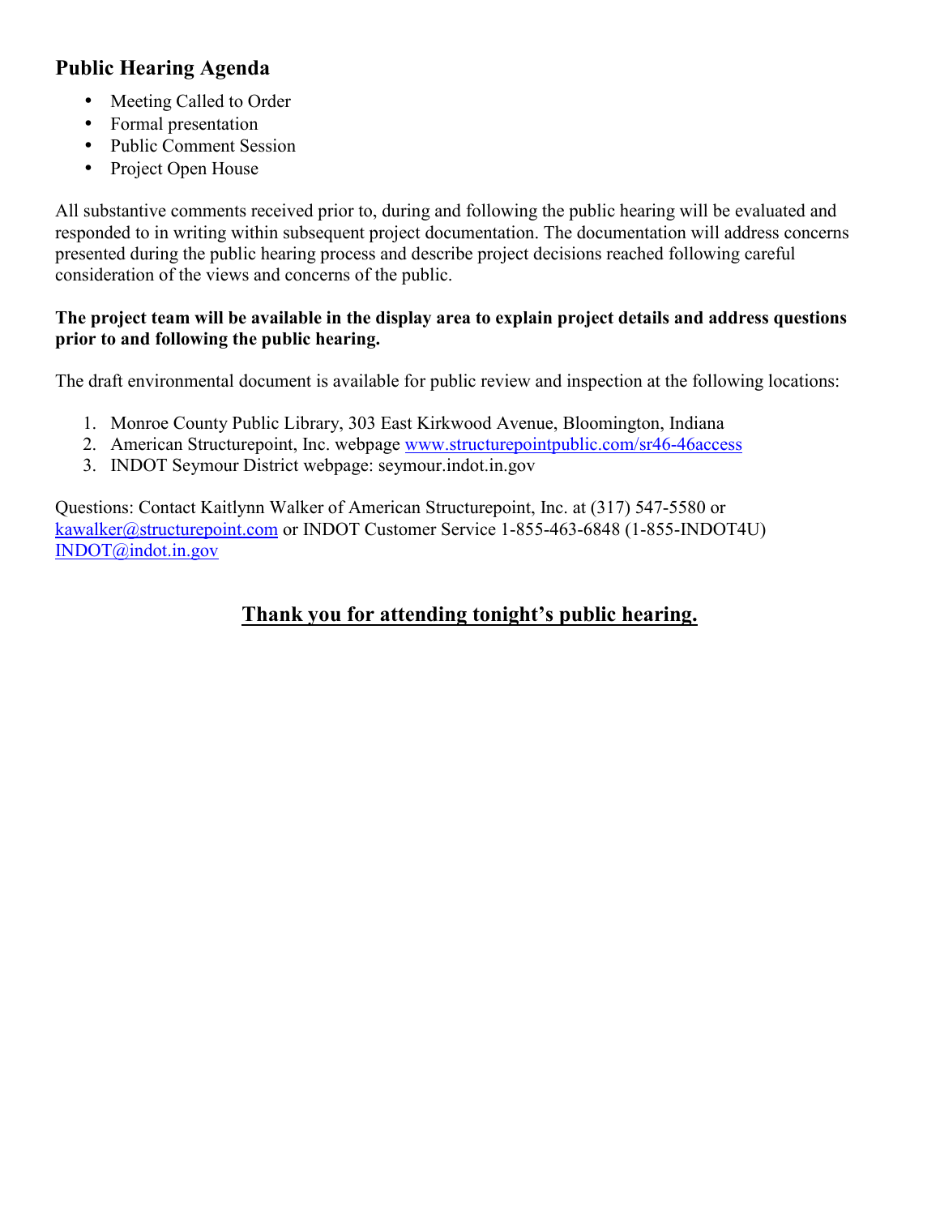## Public Hearing Agenda

- Meeting Called to Order
- Formal presentation
- Public Comment Session
- Project Open House

All substantive comments received prior to, during and following the public hearing will be evaluated and responded to in writing within subsequent project documentation. The documentation will address concerns presented during the public hearing process and describe project decisions reached following careful consideration of the views and concerns of the public.

**The project team will be available in the display area to explain project details and address questions prior to and following the public hearing.**

The draft environmental document is available for public review and inspection at the following locations:

1. Monroe County Public Library, 303 East Kirkwood Avenue, Bloomington, Indiana
2. American Structurepoint, Inc. webpage [www.structurepointpublic.com/sr46-46access](http://www.structurepointpublic.com/sr46-46access)
3. INDOT Seymour District webpage: seymour.indot.in.gov

Questions: Contact Kaitlynn Walker of American Structurepoint, Inc. at (317) 547-5580 or [kawalker@structurepoint.com](mailto:kawalker@structurepoint.com) or INDOT Customer Service 1-855-463-6848 (1-855-INDOT4U) [INDOT@indot.in.gov](mailto:INDOT@indot.in.gov)

**<u>Thank you for attending tonight's public hearing.</u>**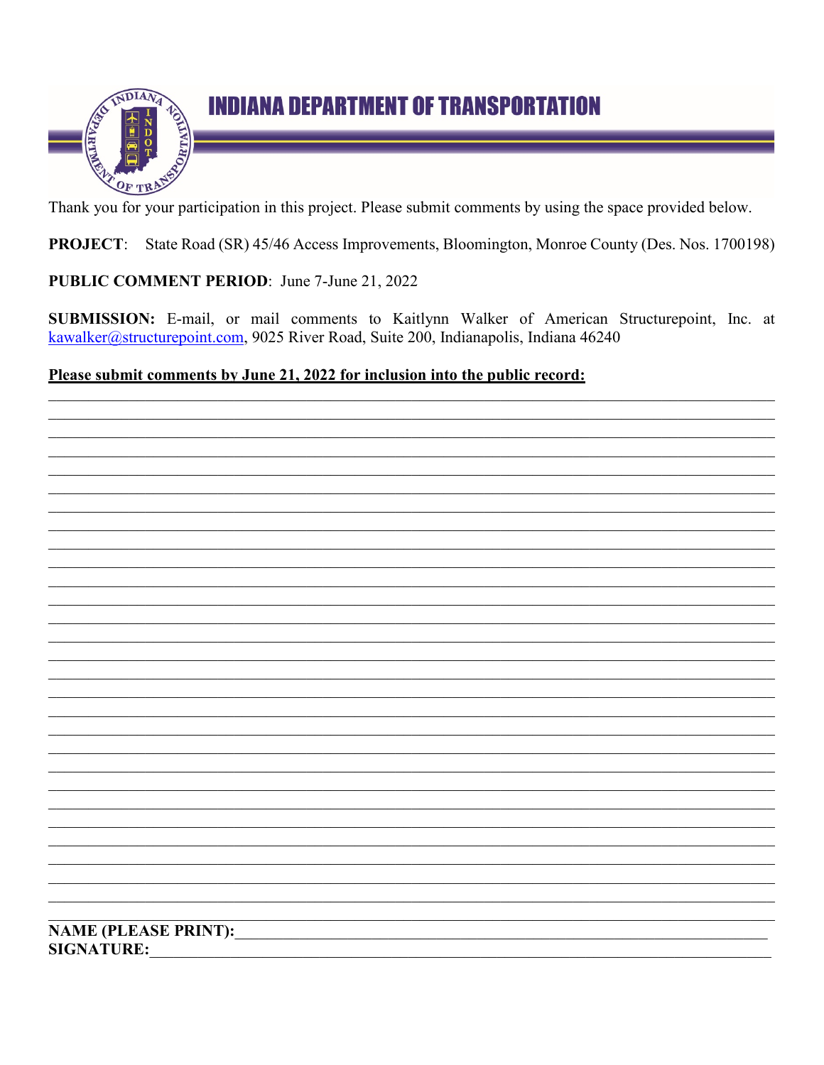# INDIANA DEPARTMENT OF TRANSPORTATION

Thank you for your participation in this project. Please submit comments by using the space provided below.

**PROJECT**: State Road (SR) 45/46 Access Improvements, Bloomington, Monroe County (Des. Nos. 1700198)

**PUBLIC COMMENT PERIOD**: June 7-June 21, 2022

**SUBMISSION:** E-mail, or mail comments to Kaitlynn Walker of American Structurepoint, Inc. at kawalker@structurepoint.com, 9025 River Road, Suite 200, Indianapolis, Indiana 46240

**Please submit comments by June 21, 2022 for inclusion into the public record:**

**NAME (PLEASE PRINT):**

**SIGNATURE:**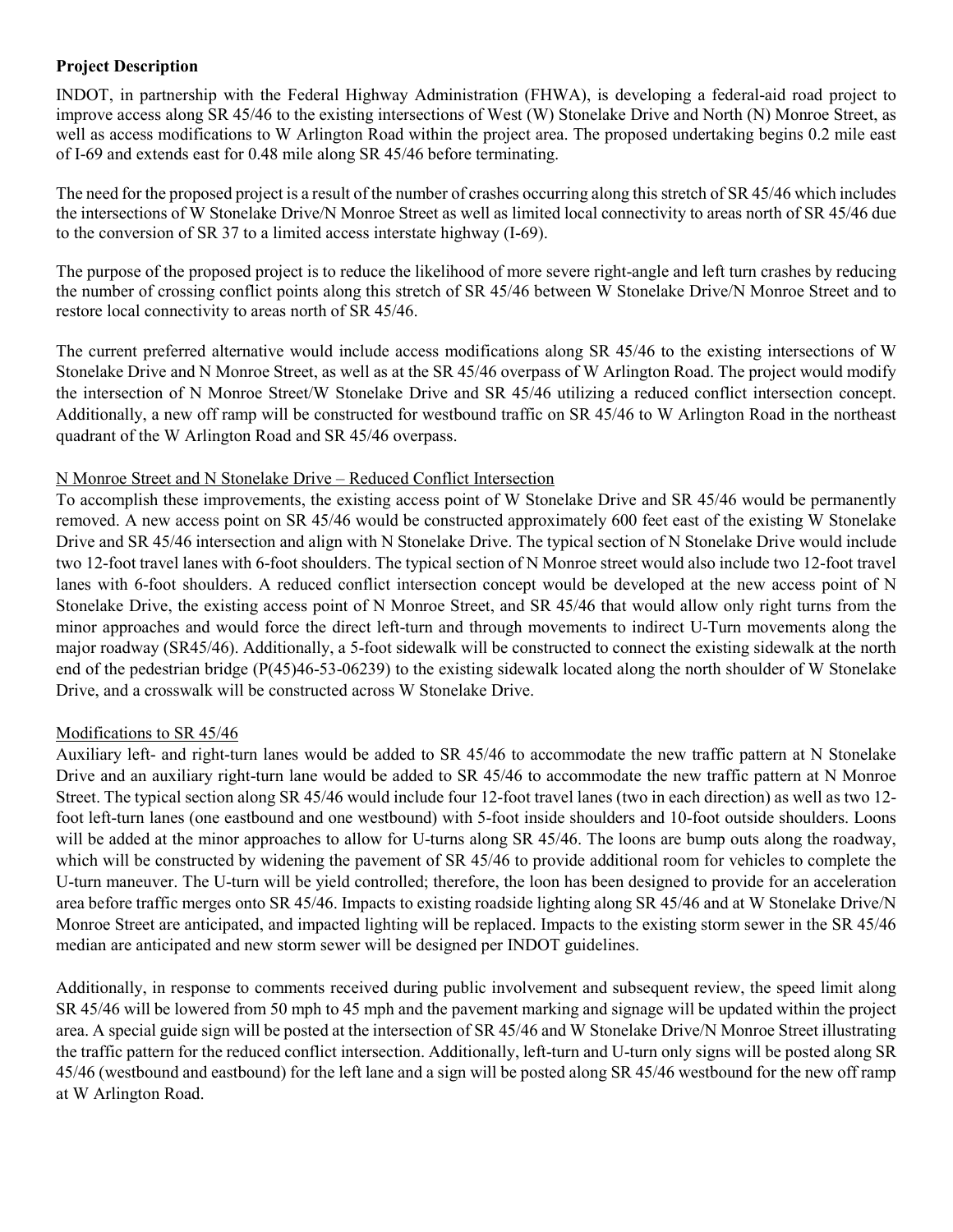**Project Description**

INDOT, in partnership with the Federal Highway Administration (FHWA), is developing a federal-aid road project to improve access along SR 45/46 to the existing intersections of West (W) Stonelake Drive and North (N) Monroe Street, as well as access modifications to W Arlington Road within the project area. The proposed undertaking begins 0.2 mile east of I-69 and extends east for 0.48 mile along SR 45/46 before terminating.

The need for the proposed project is a result of the number of crashes occurring along this stretch of SR 45/46 which includes the intersections of W Stonelake Drive/N Monroe Street as well as limited local connectivity to areas north of SR 45/46 due to the conversion of SR 37 to a limited access interstate highway (I-69).

The purpose of the proposed project is to reduce the likelihood of more severe right-angle and left turn crashes by reducing the number of crossing conflict points along this stretch of SR 45/46 between W Stonelake Drive/N Monroe Street and to restore local connectivity to areas north of SR 45/46.

The current preferred alternative would include access modifications along SR 45/46 to the existing intersections of W Stonelake Drive and N Monroe Street, as well as at the SR 45/46 overpass of W Arlington Road. The project would modify the intersection of N Monroe Street/W Stonelake Drive and SR 45/46 utilizing a reduced conflict intersection concept. Additionally, a new off ramp will be constructed for westbound traffic on SR 45/46 to W Arlington Road in the northeast quadrant of the W Arlington Road and SR 45/46 overpass.

N Monroe Street and N Stonelake Drive – Reduced Conflict Intersection

To accomplish these improvements, the existing access point of W Stonelake Drive and SR 45/46 would be permanently removed. A new access point on SR 45/46 would be constructed approximately 600 feet east of the existing W Stonelake Drive and SR 45/46 intersection and align with N Stonelake Drive. The typical section of N Stonelake Drive would include two 12-foot travel lanes with 6-foot shoulders. The typical section of N Monroe street would also include two 12-foot travel lanes with 6-foot shoulders. A reduced conflict intersection concept would be developed at the new access point of N Stonelake Drive, the existing access point of N Monroe Street, and SR 45/46 that would allow only right turns from the minor approaches and would force the direct left-turn and through movements to indirect U-Turn movements along the major roadway (SR45/46). Additionally, a 5-foot sidewalk will be constructed to connect the existing sidewalk at the north end of the pedestrian bridge (P(45)46-53-06239) to the existing sidewalk located along the north shoulder of W Stonelake Drive, and a crosswalk will be constructed across W Stonelake Drive.

Modifications to SR 45/46

Auxiliary left- and right-turn lanes would be added to SR 45/46 to accommodate the new traffic pattern at N Stonelake Drive and an auxiliary right-turn lane would be added to SR 45/46 to accommodate the new traffic pattern at N Monroe Street. The typical section along SR 45/46 would include four 12-foot travel lanes (two in each direction) as well as two 12-foot left-turn lanes (one eastbound and one westbound) with 5-foot inside shoulders and 10-foot outside shoulders. Loons will be added at the minor approaches to allow for U-turns along SR 45/46. The loons are bump outs along the roadway, which will be constructed by widening the pavement of SR 45/46 to provide additional room for vehicles to complete the U-turn maneuver. The U-turn will be yield controlled; therefore, the loon has been designed to provide for an acceleration area before traffic merges onto SR 45/46. Impacts to existing roadside lighting along SR 45/46 and at W Stonelake Drive/N Monroe Street are anticipated, and impacted lighting will be replaced. Impacts to the existing storm sewer in the SR 45/46 median are anticipated and new storm sewer will be designed per INDOT guidelines.

Additionally, in response to comments received during public involvement and subsequent review, the speed limit along SR 45/46 will be lowered from 50 mph to 45 mph and the pavement marking and signage will be updated within the project area. A special guide sign will be posted at the intersection of SR 45/46 and W Stonelake Drive/N Monroe Street illustrating the traffic pattern for the reduced conflict intersection. Additionally, left-turn and U-turn only signs will be posted along SR 45/46 (westbound and eastbound) for the left lane and a sign will be posted along SR 45/46 westbound for the new off ramp at W Arlington Road.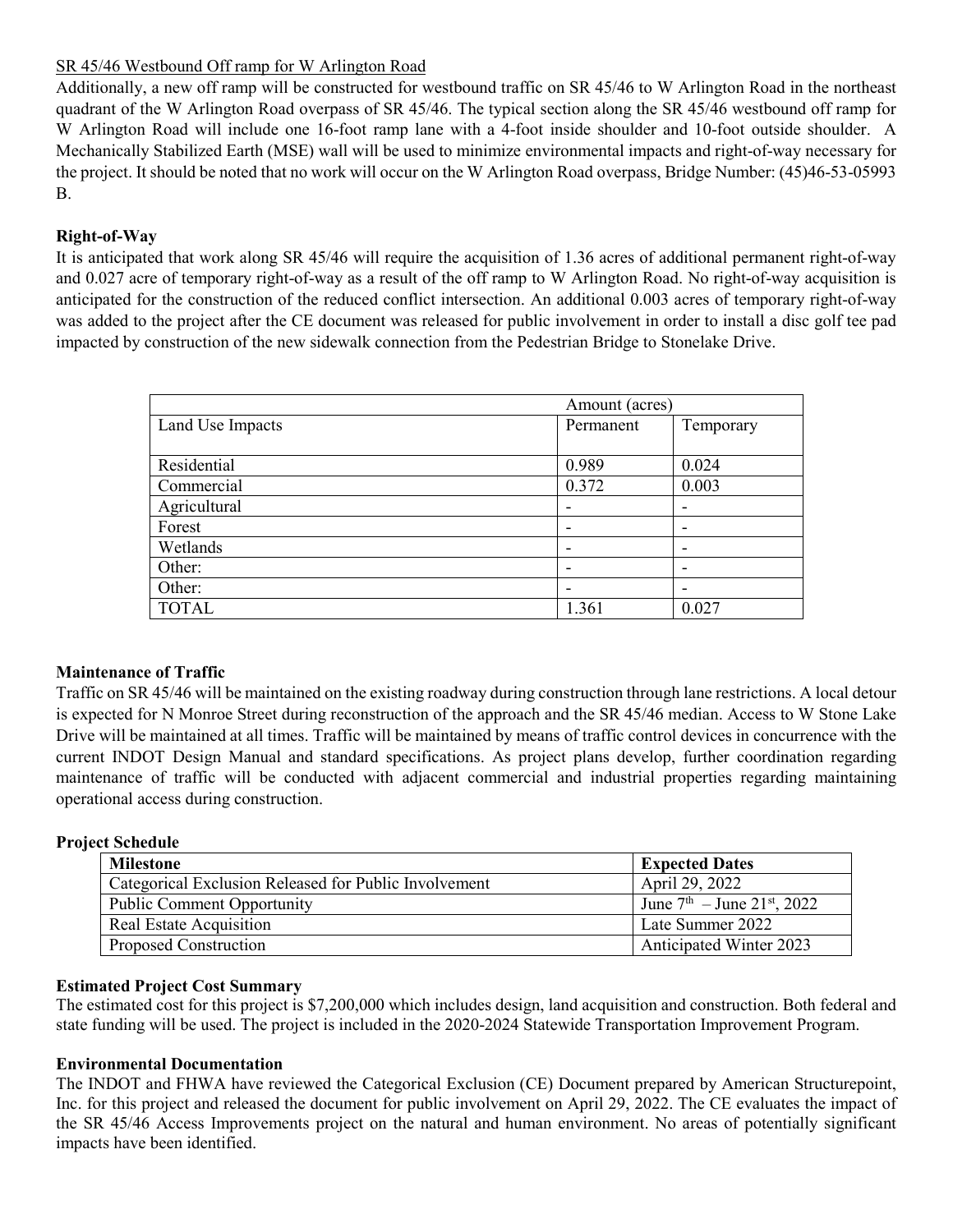SR 45/46 Westbound Off ramp for W Arlington Road

Additionally, a new off ramp will be constructed for westbound traffic on SR 45/46 to W Arlington Road in the northeast quadrant of the W Arlington Road overpass of SR 45/46. The typical section along the SR 45/46 westbound off ramp for W Arlington Road will include one 16-foot ramp lane with a 4-foot inside shoulder and 10-foot outside shoulder. A Mechanically Stabilized Earth (MSE) wall will be used to minimize environmental impacts and right-of-way necessary for the project. It should be noted that no work will occur on the W Arlington Road overpass, Bridge Number: (45)46-53-05993 B.

**Right-of-Way**

It is anticipated that work along SR 45/46 will require the acquisition of 1.36 acres of additional permanent right-of-way and 0.027 acre of temporary right-of-way as a result of the off ramp to W Arlington Road. No right-of-way acquisition is anticipated for the construction of the reduced conflict intersection. An additional 0.003 acres of temporary right-of-way was added to the project after the CE document was released for public involvement in order to install a disc golf tee pad impacted by construction of the new sidewalk connection from the Pedestrian Bridge to Stonelake Drive.

| | Amount (acres) | |
|---|---|---|
| Land Use Impacts | Permanent | Temporary |
| Residential | 0.989 | 0.024 |
| Commercial | 0.372 | 0.003 |
| Agricultural | - | - |
| Forest | - | - |
| Wetlands | - | - |
| Other: | - | - |
| Other: | - | - |
| TOTAL | 1.361 | 0.027 |

**Maintenance of Traffic**

Traffic on SR 45/46 will be maintained on the existing roadway during construction through lane restrictions. A local detour is expected for N Monroe Street during reconstruction of the approach and the SR 45/46 median. Access to W Stone Lake Drive will be maintained at all times. Traffic will be maintained by means of traffic control devices in concurrence with the current INDOT Design Manual and standard specifications. As project plans develop, further coordination regarding maintenance of traffic will be conducted with adjacent commercial and industrial properties regarding maintaining operational access during construction.

**Project Schedule**

| Milestone | Expected Dates |
|---|---|
| Categorical Exclusion Released for Public Involvement | April 29, 2022 |
| Public Comment Opportunity | June 7th – June 21st, 2022 |
| Real Estate Acquisition | Late Summer 2022 |
| Proposed Construction | Anticipated Winter 2023 |

**Estimated Project Cost Summary**

The estimated cost for this project is $7,200,000 which includes design, land acquisition and construction. Both federal and state funding will be used. The project is included in the 2020-2024 Statewide Transportation Improvement Program.

**Environmental Documentation**

The INDOT and FHWA have reviewed the Categorical Exclusion (CE) Document prepared by American Structurepoint, Inc. for this project and released the document for public involvement on April 29, 2022. The CE evaluates the impact of the SR 45/46 Access Improvements project on the natural and human environment. No areas of potentially significant impacts have been identified.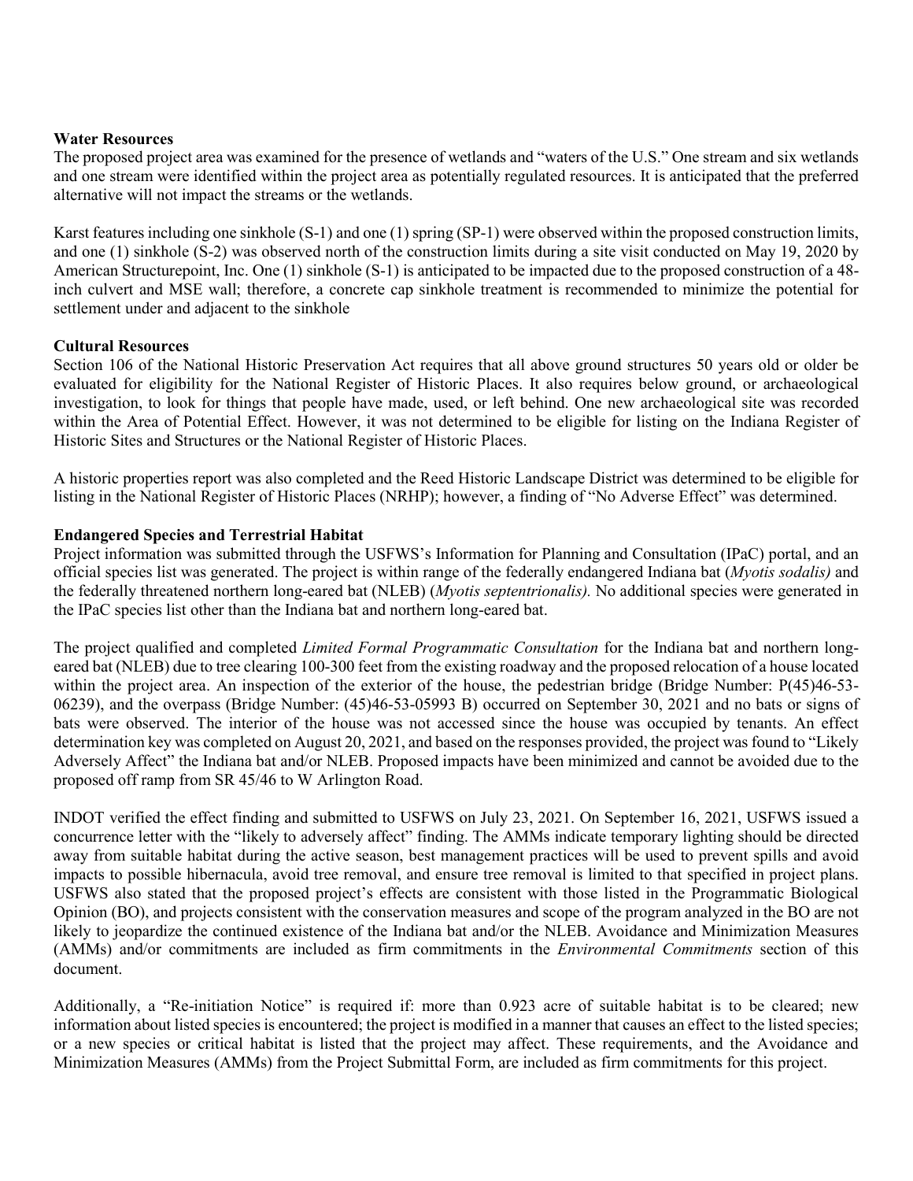**Water Resources**

The proposed project area was examined for the presence of wetlands and "waters of the U.S." One stream and six wetlands and one stream were identified within the project area as potentially regulated resources. It is anticipated that the preferred alternative will not impact the streams or the wetlands.

Karst features including one sinkhole (S-1) and one (1) spring (SP-1) were observed within the proposed construction limits, and one (1) sinkhole (S-2) was observed north of the construction limits during a site visit conducted on May 19, 2020 by American Structurepoint, Inc. One (1) sinkhole (S-1) is anticipated to be impacted due to the proposed construction of a 48-inch culvert and MSE wall; therefore, a concrete cap sinkhole treatment is recommended to minimize the potential for settlement under and adjacent to the sinkhole

**Cultural Resources**

Section 106 of the National Historic Preservation Act requires that all above ground structures 50 years old or older be evaluated for eligibility for the National Register of Historic Places. It also requires below ground, or archaeological investigation, to look for things that people have made, used, or left behind. One new archaeological site was recorded within the Area of Potential Effect. However, it was not determined to be eligible for listing on the Indiana Register of Historic Sites and Structures or the National Register of Historic Places.

A historic properties report was also completed and the Reed Historic Landscape District was determined to be eligible for listing in the National Register of Historic Places (NRHP); however, a finding of "No Adverse Effect" was determined.

**Endangered Species and Terrestrial Habitat**

Project information was submitted through the USFWS's Information for Planning and Consultation (IPaC) portal, and an official species list was generated. The project is within range of the federally endangered Indiana bat (*Myotis sodalis)* and the federally threatened northern long-eared bat (NLEB) (*Myotis septentrionalis).* No additional species were generated in the IPaC species list other than the Indiana bat and northern long-eared bat.

The project qualified and completed *Limited Formal Programmatic Consultation* for the Indiana bat and northern long-eared bat (NLEB) due to tree clearing 100-300 feet from the existing roadway and the proposed relocation of a house located within the project area. An inspection of the exterior of the house, the pedestrian bridge (Bridge Number: P(45)46-53-06239), and the overpass (Bridge Number: (45)46-53-05993 B) occurred on September 30, 2021 and no bats or signs of bats were observed. The interior of the house was not accessed since the house was occupied by tenants. An effect determination key was completed on August 20, 2021, and based on the responses provided, the project was found to "Likely Adversely Affect" the Indiana bat and/or NLEB. Proposed impacts have been minimized and cannot be avoided due to the proposed off ramp from SR 45/46 to W Arlington Road.

INDOT verified the effect finding and submitted to USFWS on July 23, 2021. On September 16, 2021, USFWS issued a concurrence letter with the "likely to adversely affect" finding. The AMMs indicate temporary lighting should be directed away from suitable habitat during the active season, best management practices will be used to prevent spills and avoid impacts to possible hibernacula, avoid tree removal, and ensure tree removal is limited to that specified in project plans. USFWS also stated that the proposed project's effects are consistent with those listed in the Programmatic Biological Opinion (BO), and projects consistent with the conservation measures and scope of the program analyzed in the BO are not likely to jeopardize the continued existence of the Indiana bat and/or the NLEB. Avoidance and Minimization Measures (AMMs) and/or commitments are included as firm commitments in the *Environmental Commitments* section of this document.

Additionally, a "Re-initiation Notice" is required if: more than 0.923 acre of suitable habitat is to be cleared; new information about listed species is encountered; the project is modified in a manner that causes an effect to the listed species; or a new species or critical habitat is listed that the project may affect. These requirements, and the Avoidance and Minimization Measures (AMMs) from the Project Submittal Form, are included as firm commitments for this project.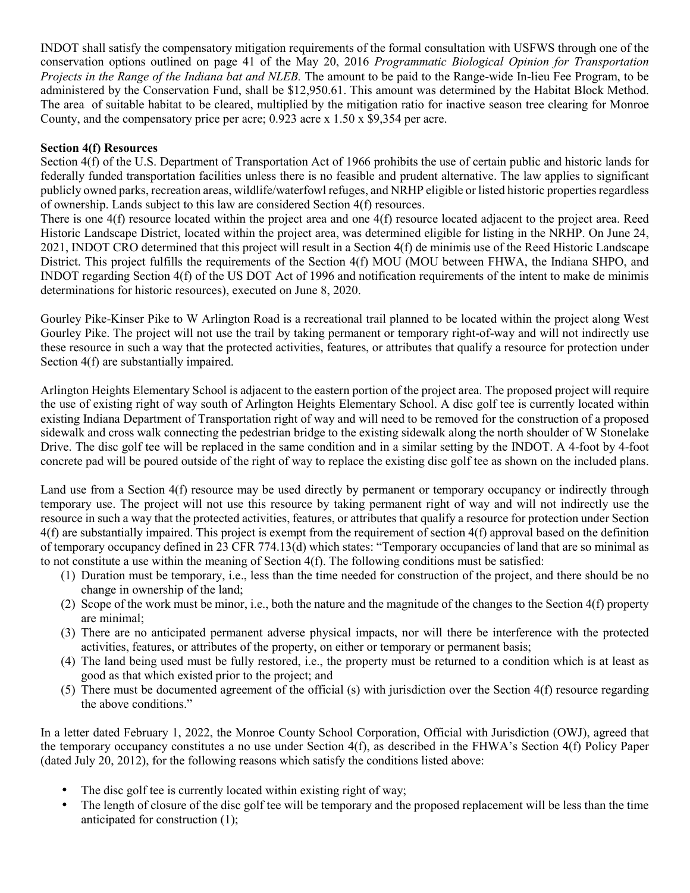INDOT shall satisfy the compensatory mitigation requirements of the formal consultation with USFWS through one of the conservation options outlined on page 41 of the May 20, 2016 *Programmatic Biological Opinion for Transportation Projects in the Range of the Indiana bat and NLEB.* The amount to be paid to the Range-wide In-lieu Fee Program, to be administered by the Conservation Fund, shall be $12,950.61. This amount was determined by the Habitat Block Method. The area of suitable habitat to be cleared, multiplied by the mitigation ratio for inactive season tree clearing for Monroe County, and the compensatory price per acre; 0.923 acre x 1.50 x $9,354 per acre.

**Section 4(f) Resources**

Section 4(f) of the U.S. Department of Transportation Act of 1966 prohibits the use of certain public and historic lands for federally funded transportation facilities unless there is no feasible and prudent alternative. The law applies to significant publicly owned parks, recreation areas, wildlife/waterfowl refuges, and NRHP eligible or listed historic properties regardless of ownership. Lands subject to this law are considered Section 4(f) resources.

There is one 4(f) resource located within the project area and one 4(f) resource located adjacent to the project area. Reed Historic Landscape District, located within the project area, was determined eligible for listing in the NRHP. On June 24, 2021, INDOT CRO determined that this project will result in a Section 4(f) de minimis use of the Reed Historic Landscape District. This project fulfills the requirements of the Section 4(f) MOU (MOU between FHWA, the Indiana SHPO, and INDOT regarding Section 4(f) of the US DOT Act of 1996 and notification requirements of the intent to make de minimis determinations for historic resources), executed on June 8, 2020.

Gourley Pike-Kinser Pike to W Arlington Road is a recreational trail planned to be located within the project along West Gourley Pike. The project will not use the trail by taking permanent or temporary right-of-way and will not indirectly use these resource in such a way that the protected activities, features, or attributes that qualify a resource for protection under Section 4(f) are substantially impaired.

Arlington Heights Elementary School is adjacent to the eastern portion of the project area. The proposed project will require the use of existing right of way south of Arlington Heights Elementary School. A disc golf tee is currently located within existing Indiana Department of Transportation right of way and will need to be removed for the construction of a proposed sidewalk and cross walk connecting the pedestrian bridge to the existing sidewalk along the north shoulder of W Stonelake Drive. The disc golf tee will be replaced in the same condition and in a similar setting by the INDOT. A 4-foot by 4-foot concrete pad will be poured outside of the right of way to replace the existing disc golf tee as shown on the included plans.

Land use from a Section 4(f) resource may be used directly by permanent or temporary occupancy or indirectly through temporary use. The project will not use this resource by taking permanent right of way and will not indirectly use the resource in such a way that the protected activities, features, or attributes that qualify a resource for protection under Section 4(f) are substantially impaired. This project is exempt from the requirement of section 4(f) approval based on the definition of temporary occupancy defined in 23 CFR 774.13(d) which states: "Temporary occupancies of land that are so minimal as to not constitute a use within the meaning of Section 4(f). The following conditions must be satisfied:

1. Duration must be temporary, i.e., less than the time needed for construction of the project, and there should be no change in ownership of the land;
2. Scope of the work must be minor, i.e., both the nature and the magnitude of the changes to the Section 4(f) property are minimal;
3. There are no anticipated permanent adverse physical impacts, nor will there be interference with the protected activities, features, or attributes of the property, on either or temporary or permanent basis;
4. The land being used must be fully restored, i.e., the property must be returned to a condition which is at least as good as that which existed prior to the project; and
5. There must be documented agreement of the official (s) with jurisdiction over the Section 4(f) resource regarding the above conditions."

In a letter dated February 1, 2022, the Monroe County School Corporation, Official with Jurisdiction (OWJ), agreed that the temporary occupancy constitutes a no use under Section 4(f), as described in the FHWA's Section 4(f) Policy Paper (dated July 20, 2012), for the following reasons which satisfy the conditions listed above:

- The disc golf tee is currently located within existing right of way;
- The length of closure of the disc golf tee will be temporary and the proposed replacement will be less than the time anticipated for construction (1);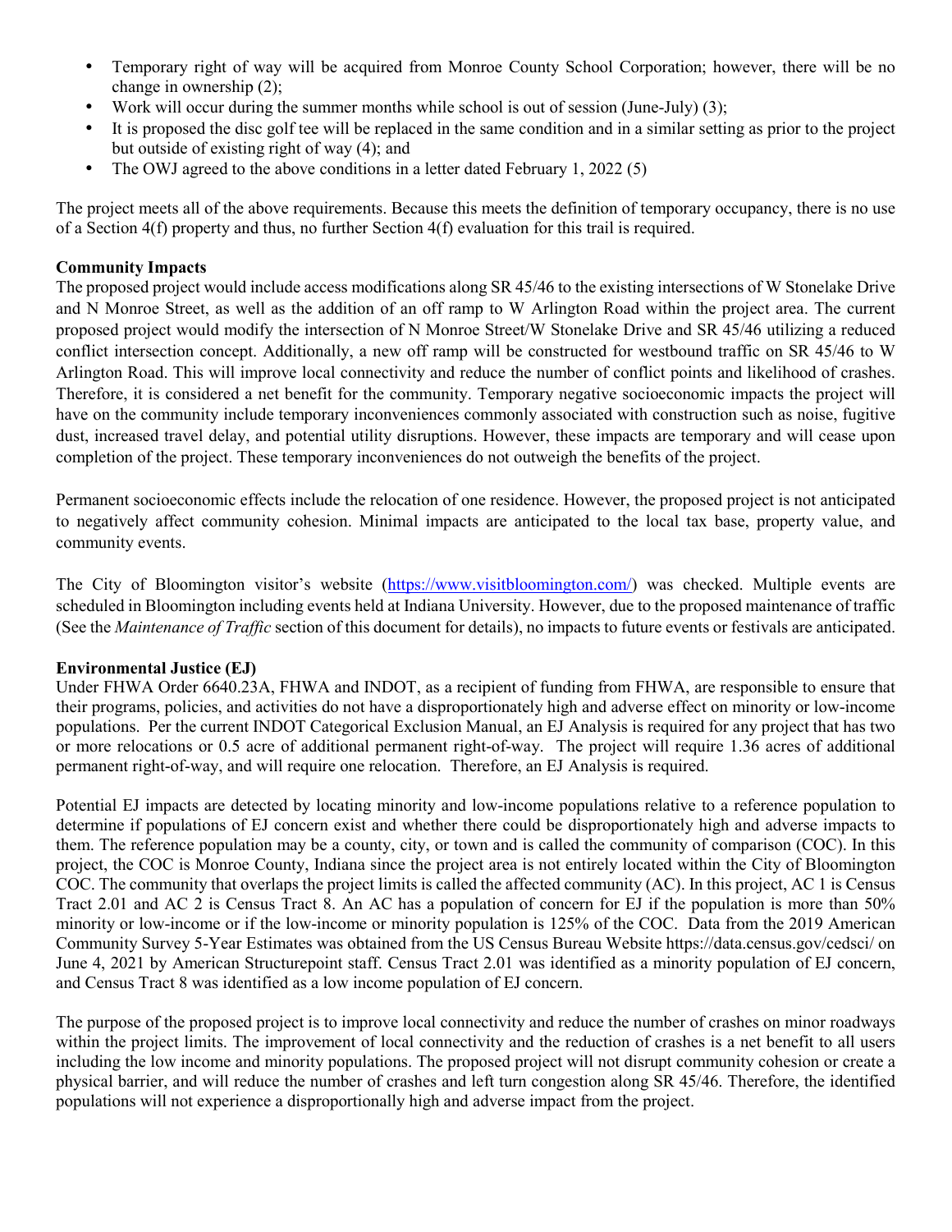- Temporary right of way will be acquired from Monroe County School Corporation; however, there will be no change in ownership (2);
- Work will occur during the summer months while school is out of session (June-July) (3);
- It is proposed the disc golf tee will be replaced in the same condition and in a similar setting as prior to the project but outside of existing right of way (4); and
- The OWJ agreed to the above conditions in a letter dated February 1, 2022 (5)

The project meets all of the above requirements. Because this meets the definition of temporary occupancy, there is no use of a Section 4(f) property and thus, no further Section 4(f) evaluation for this trail is required.

**Community Impacts**

The proposed project would include access modifications along SR 45/46 to the existing intersections of W Stonelake Drive and N Monroe Street, as well as the addition of an off ramp to W Arlington Road within the project area. The current proposed project would modify the intersection of N Monroe Street/W Stonelake Drive and SR 45/46 utilizing a reduced conflict intersection concept. Additionally, a new off ramp will be constructed for westbound traffic on SR 45/46 to W Arlington Road. This will improve local connectivity and reduce the number of conflict points and likelihood of crashes. Therefore, it is considered a net benefit for the community. Temporary negative socioeconomic impacts the project will have on the community include temporary inconveniences commonly associated with construction such as noise, fugitive dust, increased travel delay, and potential utility disruptions. However, these impacts are temporary and will cease upon completion of the project. These temporary inconveniences do not outweigh the benefits of the project.

Permanent socioeconomic effects include the relocation of one residence. However, the proposed project is not anticipated to negatively affect community cohesion. Minimal impacts are anticipated to the local tax base, property value, and community events.

The City of Bloomington visitor's website (https://www.visitbloomington.com/) was checked. Multiple events are scheduled in Bloomington including events held at Indiana University. However, due to the proposed maintenance of traffic (See the *Maintenance of Traffic* section of this document for details), no impacts to future events or festivals are anticipated.

**Environmental Justice (EJ)**

Under FHWA Order 6640.23A, FHWA and INDOT, as a recipient of funding from FHWA, are responsible to ensure that their programs, policies, and activities do not have a disproportionately high and adverse effect on minority or low-income populations. Per the current INDOT Categorical Exclusion Manual, an EJ Analysis is required for any project that has two or more relocations or 0.5 acre of additional permanent right-of-way. The project will require 1.36 acres of additional permanent right-of-way, and will require one relocation. Therefore, an EJ Analysis is required.

Potential EJ impacts are detected by locating minority and low-income populations relative to a reference population to determine if populations of EJ concern exist and whether there could be disproportionately high and adverse impacts to them. The reference population may be a county, city, or town and is called the community of comparison (COC). In this project, the COC is Monroe County, Indiana since the project area is not entirely located within the City of Bloomington COC. The community that overlaps the project limits is called the affected community (AC). In this project, AC 1 is Census Tract 2.01 and AC 2 is Census Tract 8. An AC has a population of concern for EJ if the population is more than 50% minority or low-income or if the low-income or minority population is 125% of the COC. Data from the 2019 American Community Survey 5-Year Estimates was obtained from the US Census Bureau Website https://data.census.gov/cedsci/ on June 4, 2021 by American Structurepoint staff. Census Tract 2.01 was identified as a minority population of EJ concern, and Census Tract 8 was identified as a low income population of EJ concern.

The purpose of the proposed project is to improve local connectivity and reduce the number of crashes on minor roadways within the project limits. The improvement of local connectivity and the reduction of crashes is a net benefit to all users including the low income and minority populations. The proposed project will not disrupt community cohesion or create a physical barrier, and will reduce the number of crashes and left turn congestion along SR 45/46. Therefore, the identified populations will not experience a disproportionally high and adverse impact from the project.